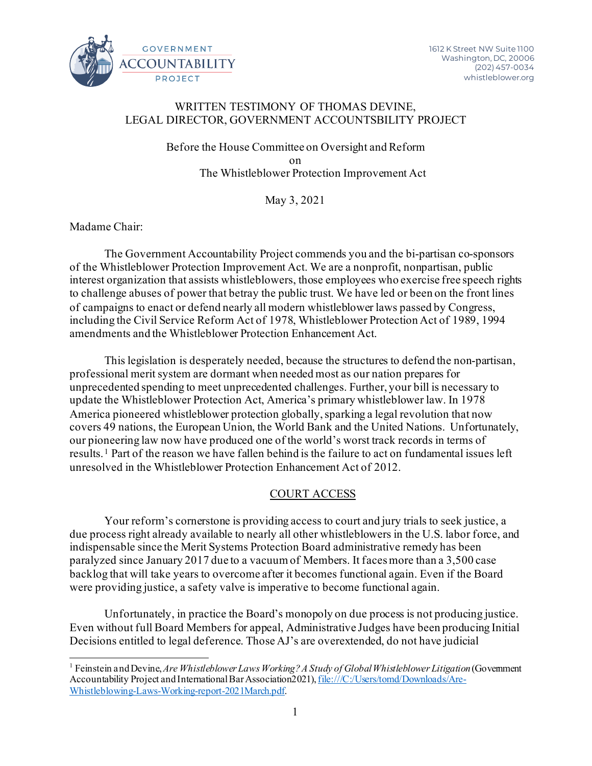GOVERNMENT ACCOUNTABILITY PROJECT

1612 K Street NW Suite 1100
Washington, DC, 20006
(202) 457-0034
whistleblower.org

WRITTEN TESTIMONY OF THOMAS DEVINE,
LEGAL DIRECTOR, GOVERNMENT ACCOUNTSBILITY PROJECT

Before the House Committee on Oversight and Reform
on
The Whistleblower Protection Improvement Act

May 3, 2021

Madame Chair:

The Government Accountability Project commends you and the bi-partisan co-sponsors of the Whistleblower Protection Improvement Act. We are a nonprofit, nonpartisan, public interest organization that assists whistleblowers, those employees who exercise free speech rights to challenge abuses of power that betray the public trust. We have led or been on the front lines of campaigns to enact or defend nearly all modern whistleblower laws passed by Congress, including the Civil Service Reform Act of 1978, Whistleblower Protection Act of 1989, 1994 amendments and the Whistleblower Protection Enhancement Act.

This legislation is desperately needed, because the structures to defend the non-partisan, professional merit system are dormant when needed most as our nation prepares for unprecedented spending to meet unprecedented challenges. Further, your bill is necessary to update the Whistleblower Protection Act, America's primary whistleblower law. In 1978 America pioneered whistleblower protection globally, sparking a legal revolution that now covers 49 nations, the European Union, the World Bank and the United Nations. Unfortunately, our pioneering law now have produced one of the world's worst track records in terms of results.[1] Part of the reason we have fallen behind is the failure to act on fundamental issues left unresolved in the Whistleblower Protection Enhancement Act of 2012.

## COURT ACCESS

Your reform's cornerstone is providing access to court and jury trials to seek justice, a due process right already available to nearly all other whistleblowers in the U.S. labor force, and indispensable since the Merit Systems Protection Board administrative remedy has been paralyzed since January 2017 due to a vacuum of Members. It faces more than a 3,500 case backlog that will take years to overcome after it becomes functional again. Even if the Board were providing justice, a safety valve is imperative to become functional again.

Unfortunately, in practice the Board's monopoly on due process is not producing justice. Even without full Board Members for appeal, Administrative Judges have been producing Initial Decisions entitled to legal deference. Those AJ's are overextended, do not have judicial

---

[1] Feinstein and Devine, *Are Whistleblower Laws Working? A Study of Global Whistleblower Litigation* (Government Accountability Project and International Bar Association2021), file:///C:/Users/tomd/Downloads/Are-Whistleblowing-Laws-Working-report-2021March.pdf.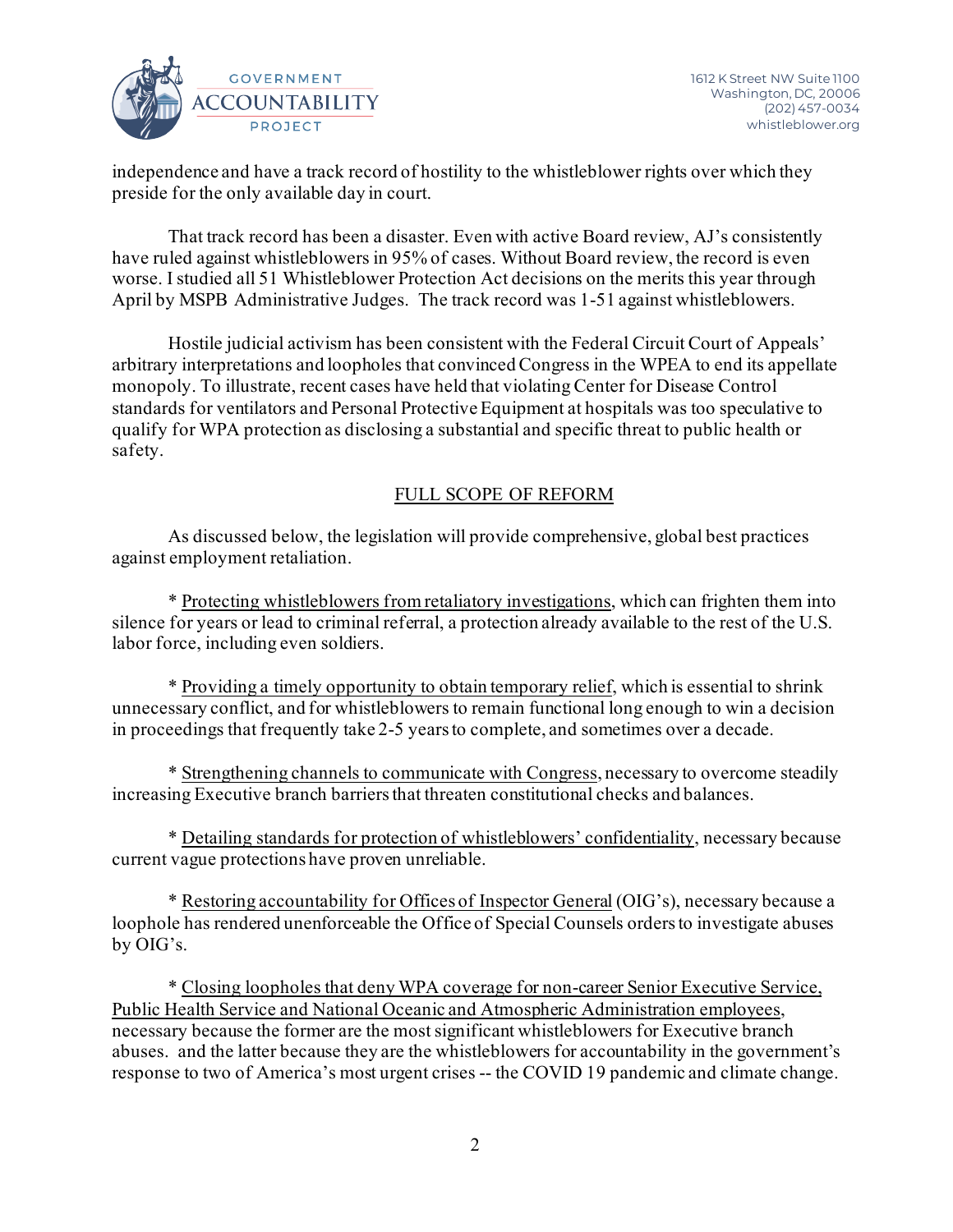independence and have a track record of hostility to the whistleblower rights over which they preside for the only available day in court.

That track record has been a disaster. Even with active Board review, AJ's consistently have ruled against whistleblowers in 95% of cases. Without Board review, the record is even worse. I studied all 51 Whistleblower Protection Act decisions on the merits this year through April by MSPB Administrative Judges. The track record was 1-51 against whistleblowers.

Hostile judicial activism has been consistent with the Federal Circuit Court of Appeals' arbitrary interpretations and loopholes that convinced Congress in the WPEA to end its appellate monopoly. To illustrate, recent cases have held that violating Center for Disease Control standards for ventilators and Personal Protective Equipment at hospitals was too speculative to qualify for WPA protection as disclosing a substantial and specific threat to public health or safety.

## FULL SCOPE OF REFORM

As discussed below, the legislation will provide comprehensive, global best practices against employment retaliation.

* Protecting whistleblowers from retaliatory investigations, which can frighten them into silence for years or lead to criminal referral, a protection already available to the rest of the U.S. labor force, including even soldiers.

* Providing a timely opportunity to obtain temporary relief, which is essential to shrink unnecessary conflict, and for whistleblowers to remain functional long enough to win a decision in proceedings that frequently take 2-5 years to complete, and sometimes over a decade.

* Strengthening channels to communicate with Congress, necessary to overcome steadily increasing Executive branch barriers that threaten constitutional checks and balances.

* Detailing standards for protection of whistleblowers' confidentiality, necessary because current vague protections have proven unreliable.

* Restoring accountability for Offices of Inspector General (OIG's), necessary because a loophole has rendered unenforceable the Office of Special Counsels orders to investigate abuses by OIG's.

* Closing loopholes that deny WPA coverage for non-career Senior Executive Service, Public Health Service and National Oceanic and Atmospheric Administration employees, necessary because the former are the most significant whistleblowers for Executive branch abuses. and the latter because they are the whistleblowers for accountability in the government's response to two of America's most urgent crises -- the COVID 19 pandemic and climate change.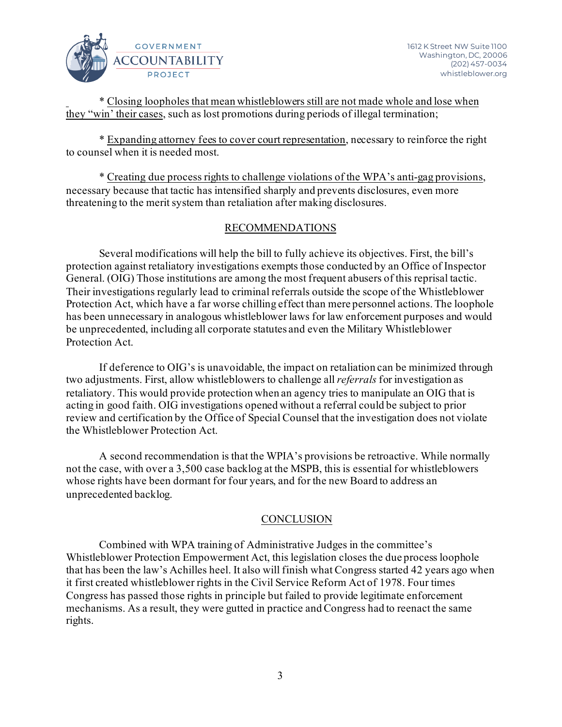* Closing loopholes that mean whistleblowers still are not made whole and lose when they "win' their cases, such as lost promotions during periods of illegal termination;

* Expanding attorney fees to cover court representation, necessary to reinforce the right to counsel when it is needed most.

* Creating due process rights to challenge violations of the WPA's anti-gag provisions, necessary because that tactic has intensified sharply and prevents disclosures, even more threatening to the merit system than retaliation after making disclosures.

## RECOMMENDATIONS

Several modifications will help the bill to fully achieve its objectives. First, the bill's protection against retaliatory investigations exempts those conducted by an Office of Inspector General. (OIG) Those institutions are among the most frequent abusers of this reprisal tactic. Their investigations regularly lead to criminal referrals outside the scope of the Whistleblower Protection Act, which have a far worse chilling effect than mere personnel actions. The loophole has been unnecessary in analogous whistleblower laws for law enforcement purposes and would be unprecedented, including all corporate statutes and even the Military Whistleblower Protection Act.

If deference to OIG's is unavoidable, the impact on retaliation can be minimized through two adjustments. First, allow whistleblowers to challenge all *referrals* for investigation as retaliatory. This would provide protection when an agency tries to manipulate an OIG that is acting in good faith. OIG investigations opened without a referral could be subject to prior review and certification by the Office of Special Counsel that the investigation does not violate the Whistleblower Protection Act.

A second recommendation is that the WPIA's provisions be retroactive. While normally not the case, with over a 3,500 case backlog at the MSPB, this is essential for whistleblowers whose rights have been dormant for four years, and for the new Board to address an unprecedented backlog.

## CONCLUSION

Combined with WPA training of Administrative Judges in the committee's Whistleblower Protection Empowerment Act, this legislation closes the due process loophole that has been the law's Achilles heel. It also will finish what Congress started 42 years ago when it first created whistleblower rights in the Civil Service Reform Act of 1978. Four times Congress has passed those rights in principle but failed to provide legitimate enforcement mechanisms. As a result, they were gutted in practice and Congress had to reenact the same rights.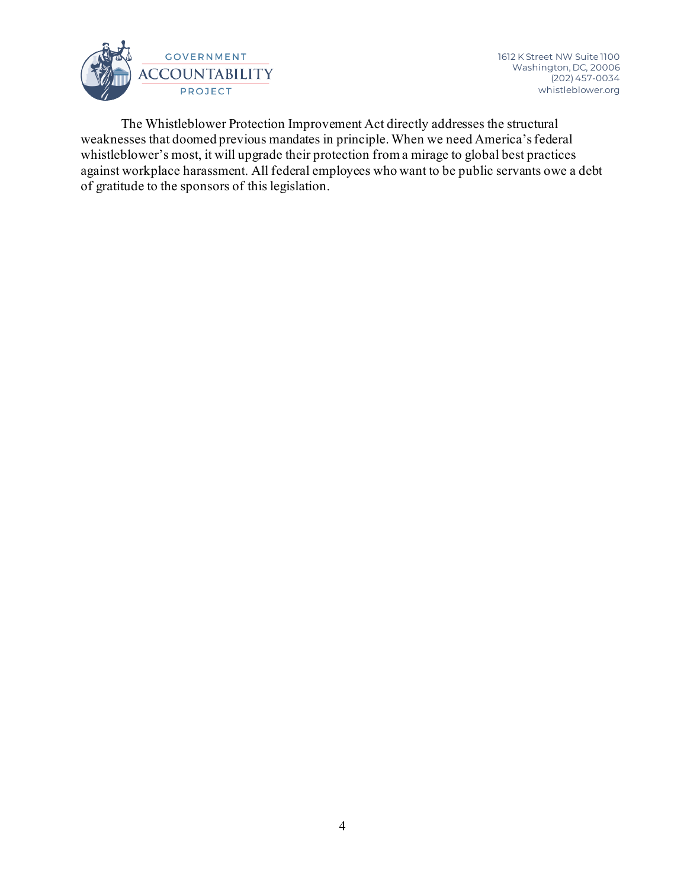The Whistleblower Protection Improvement Act directly addresses the structural weaknesses that doomed previous mandates in principle. When we need America's federal whistleblower's most, it will upgrade their protection from a mirage to global best practices against workplace harassment. All federal employees who want to be public servants owe a debt of gratitude to the sponsors of this legislation.